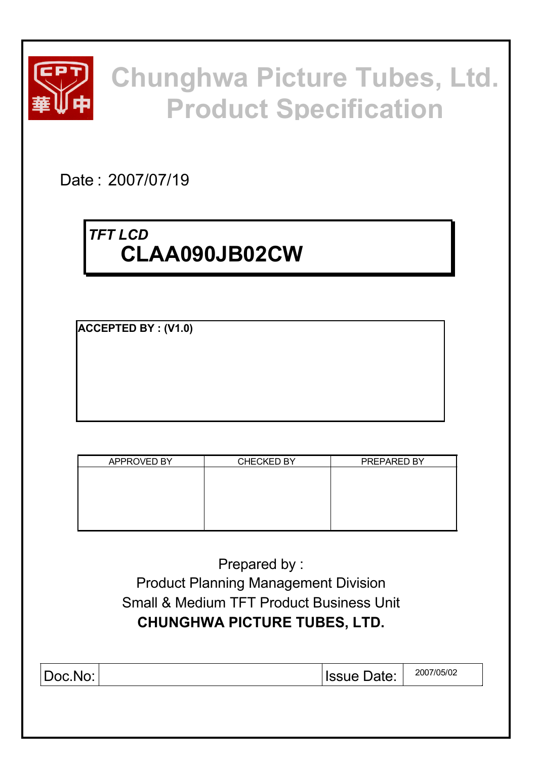# Chunghwa Picture Tubes, Ltd.
# Product Specification

Date : 2007/07/19

*TFT LCD*

**CLAA090JB02CW**

**ACCEPTED BY : (V1.0)**

| APPROVED BY | CHECKED BY | PREPARED BY |
|---|---|---|
| | | |

Prepared by :

Product Planning Management Division

Small & Medium TFT Product Business Unit

**CHUNGHWA PICTURE TUBES, LTD.**

| Doc.No: | | Issue Date: | 2007/05/02 |
|---|---|---|---|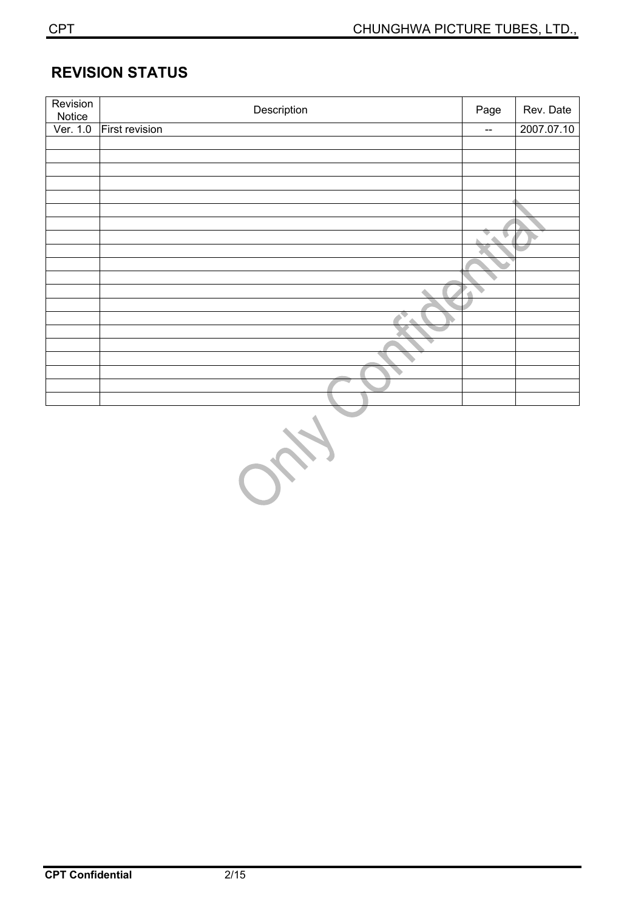## REVISION STATUS

| Revision Notice | Description | Page | Rev. Date |
| --- | --- | --- | --- |
| Ver. 1.0 | First revision | -- | 2007.07.10 |
| | | | |
| | | | |
| | | | |
| | | | |
| | | | |
| | | | |
| | | | |
| | | | |
| | | | |
| | | | |
| | | | |
| | | | |
| | | | |
| | | | |
| | | | |
| | | | |
| | | | |
| | | | |
| | | | |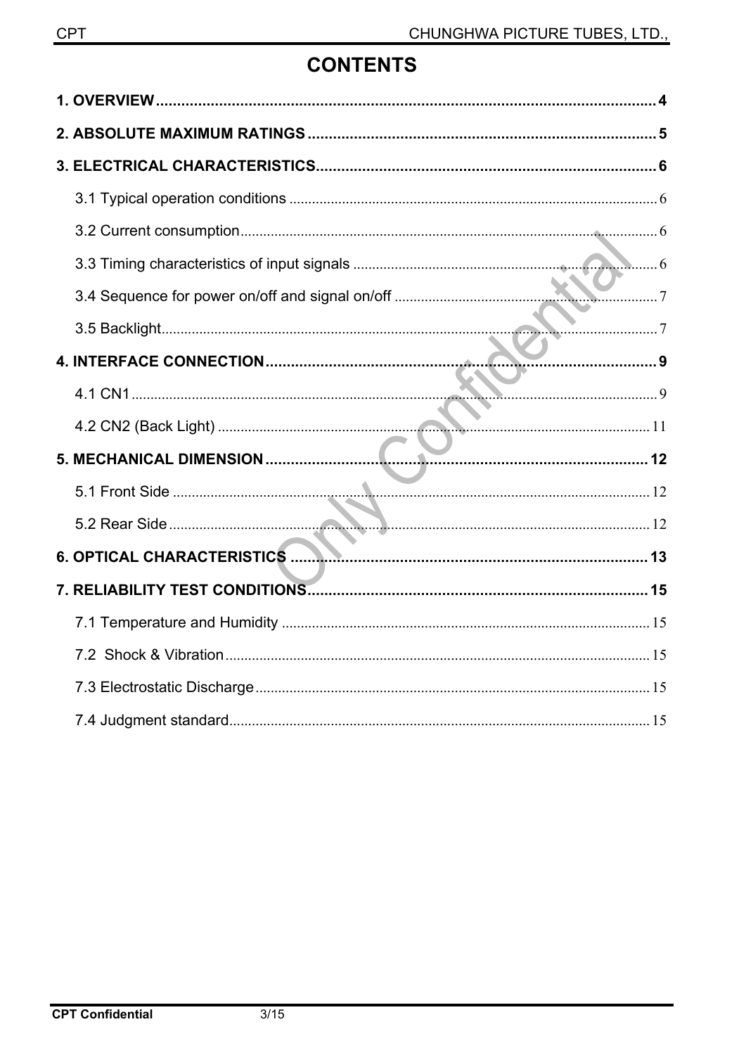# CONTENTS

**1. OVERVIEW** .......... **4**

**2. ABSOLUTE MAXIMUM RATINGS** .......... **5**

**3. ELECTRICAL CHARACTERISTICS** .......... **6**

- 3.1 Typical operation conditions .......... 6
- 3.2 Current consumption .......... 6
- 3.3 Timing characteristics of input signals .......... 6
- 3.4 Sequence for power on/off and signal on/off .......... 7
- 3.5 Backlight .......... 7

**4. INTERFACE CONNECTION** .......... **9**

- 4.1 CN1 .......... 9
- 4.2 CN2 (Back Light) .......... 11

**5. MECHANICAL DIMENSION** .......... **12**

- 5.1 Front Side .......... 12
- 5.2 Rear Side .......... 12

**6. OPTICAL CHARACTERISTICS** .......... **13**

**7. RELIABILITY TEST CONDITIONS** .......... **15**

- 7.1 Temperature and Humidity .......... 15
- 7.2 Shock & Vibration .......... 15
- 7.3 Electrostatic Discharge .......... 15
- 7.4 Judgment standard .......... 15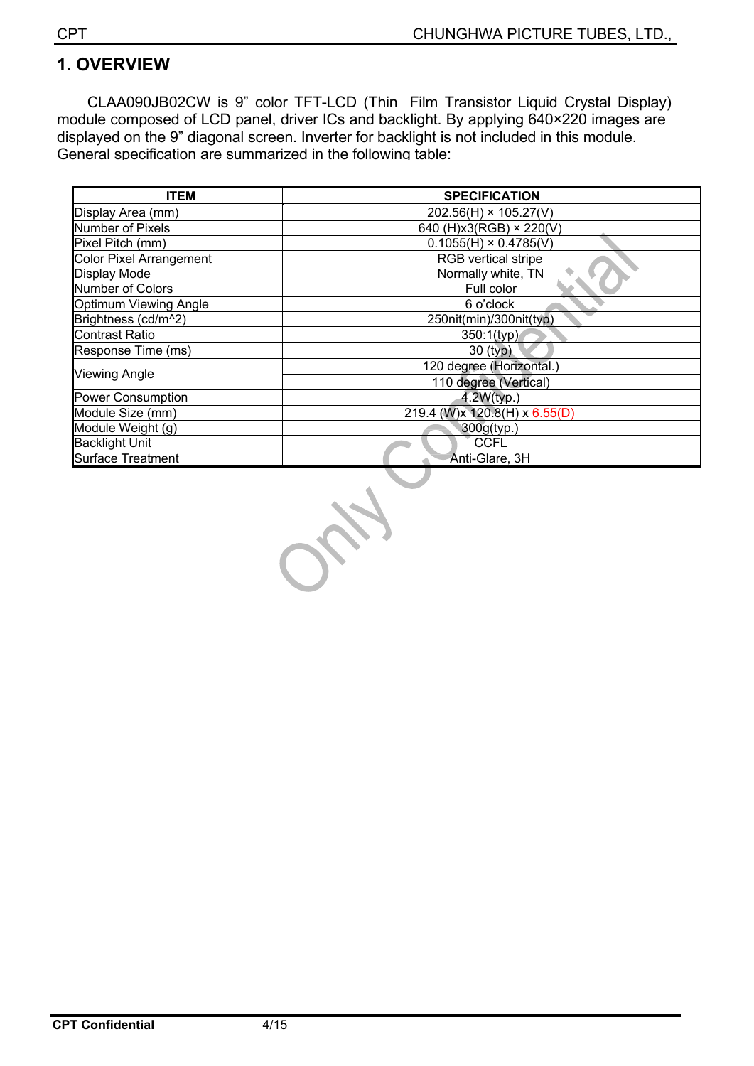# 1. OVERVIEW

CLAA090JB02CW is 9" color TFT-LCD (Thin Film Transistor Liquid Crystal Display) module composed of LCD panel, driver ICs and backlight. By applying 640×220 images are displayed on the 9" diagonal screen. Inverter for backlight is not included in this module. General specification are summarized in the following table:

| ITEM | SPECIFICATION |
|---|---|
| Display Area (mm) | 202.56(H) × 105.27(V) |
| Number of Pixels | 640 (H)x3(RGB) × 220(V) |
| Pixel Pitch (mm) | 0.1055(H) × 0.4785(V) |
| Color Pixel Arrangement | RGB vertical stripe |
| Display Mode | Normally white, TN |
| Number of Colors | Full color |
| Optimum Viewing Angle | 6 o'clock |
| Brightness (cd/m^2) | 250nit(min)/300nit(typ) |
| Contrast Ratio | 350:1(typ) |
| Response Time (ms) | 30 (typ) |
| Viewing Angle | 120 degree (Horizontal.) |
| | 110 degree (Vertical) |
| Power Consumption | 4.2W(typ.) |
| Module Size (mm) | 219.4 (W)x 120.8(H) x 6.55(D) |
| Module Weight (g) | 300g(typ.) |
| Backlight Unit | CCFL |
| Surface Treatment | Anti-Glare, 3H |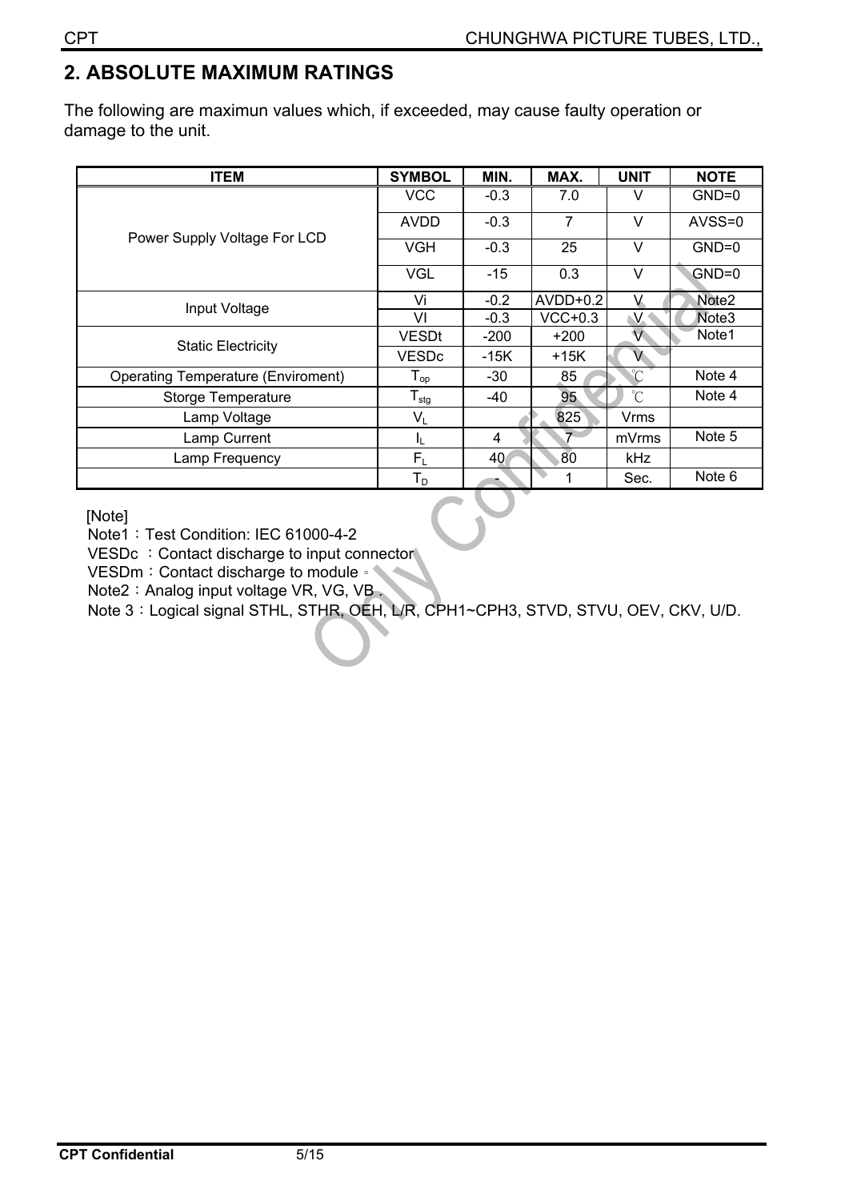## 2. ABSOLUTE MAXIMUM RATINGS

The following are maximun values which, if exceeded, may cause faulty operation or damage to the unit.

| ITEM | SYMBOL | MIN. | MAX. | UNIT | NOTE |
|---|---|---|---|---|---|
| Power Supply Voltage For LCD | VCC | -0.3 | 7.0 | V | GND=0 |
| | AVDD | -0.3 | 7 | V | AVSS=0 |
| | VGH | -0.3 | 25 | V | GND=0 |
| | VGL | -15 | 0.3 | V | GND=0 |
| Input Voltage | Vi | -0.2 | AVDD+0.2 | V | Note2 |
| | VI | -0.3 | VCC+0.3 | V | Note3 |
| Static Electricity | VESDt | -200 | +200 | V | Note1 |
| | VESDc | -15K | +15K | V | |
| Operating Temperature (Enviroment) | $T_{op}$ | -30 | 85 | ℃ | Note 4 |
| Storge Temperature | $T_{stg}$ | -40 | 95 | ℃ | Note 4 |
| Lamp Voltage | $V_L$ | | 825 | Vrms | |
| Lamp Current | $I_L$ | 4 | 7 | mVrms | Note 5 |
| Lamp Frequency | $F_L$ | 40 | 80 | kHz | |
| | $T_D$ | - | 1 | Sec. | Note 6 |

[Note]

Note1：Test Condition: IEC 61000-4-2

VESDc ：Contact discharge to input connector

VESDm：Contact discharge to module。

Note2：Analog input voltage VR, VG, VB .

Note 3：Logical signal STHL, STHR, OEH, L/R, CPH1~CPH3, STVD, STVU, OEV, CKV, U/D.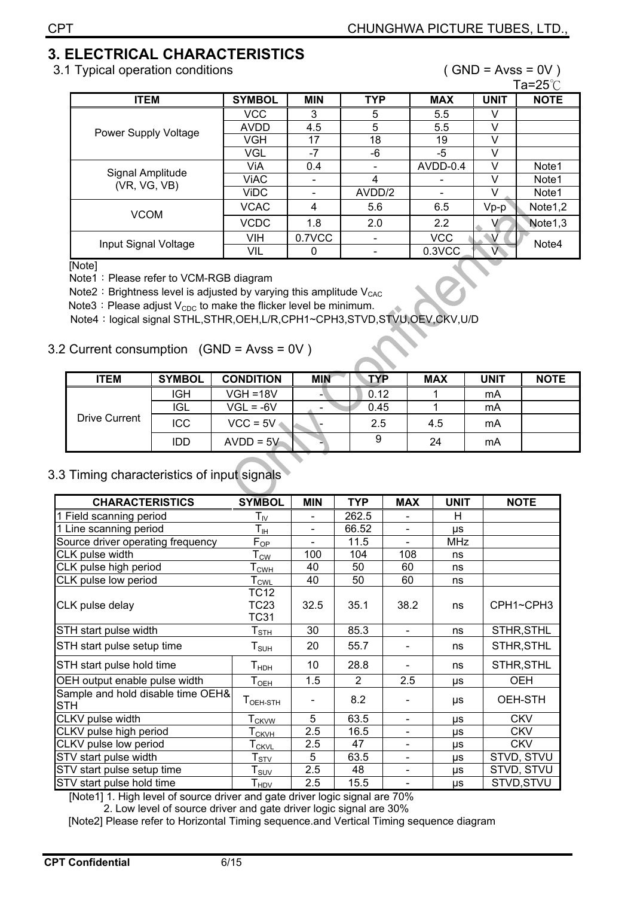# 3. ELECTRICAL CHARACTERISTICS

3.1 Typical operation conditions ( GND = Avss = 0V )

Ta=25℃

| ITEM | SYMBOL | MIN | TYP | MAX | UNIT | NOTE |
|---|---|---|---|---|---|---|
| Power Supply Voltage | VCC | 3 | 5 | 5.5 | V | |
| | AVDD | 4.5 | 5 | 5.5 | V | |
| | VGH | 17 | 18 | 19 | V | |
| | VGL | -7 | -6 | -5 | V | |
| Signal Amplitude (VR, VG, VB) | ViA | 0.4 | - | AVDD-0.4 | V | Note1 |
| | ViAC | - | 4 | - | V | Note1 |
| | ViDC | - | AVDD/2 | - | V | Note1 |
| VCOM | VCAC | 4 | 5.6 | 6.5 | Vp-p | Note1,2 |
| | VCDC | 1.8 | 2.0 | 2.2 | V | Note1,3 |
| Input Signal Voltage | VIH | 0.7VCC | - | VCC | V | Note4 |
| | VIL | 0 | - | 0.3VCC | V | |

[Note]

Note1：Please refer to VCM-RGB diagram

Note2：Brightness level is adjusted by varying this amplitude $V_{CAC}$

Note3：Please adjust $V_{CDC}$ to make the flicker level be minimum.

Note4：logical signal STHL,STHR,OEH,L/R,CPH1~CPH3,STVD,STVU,OEV,CKV,U/D

3.2 Current consumption (GND = Avss = 0V )

| ITEM | SYMBOL | CONDITION | MIN | TYP | MAX | UNIT | NOTE |
|---|---|---|---|---|---|---|---|
| Drive Current | IGH | VGH =18V | - | 0.12 | 1 | mA | |
| | IGL | VGL = -6V | - | 0.45 | 1 | mA | |
| | ICC | VCC = 5V | - | 2.5 | 4.5 | mA | |
| | IDD | AVDD = 5V | - | 9 | 24 | mA | |

3.3 Timing characteristics of input signals

| CHARACTERISTICS | SYMBOL | MIN | TYP | MAX | UNIT | NOTE |
|---|---|---|---|---|---|---|
| 1 Field scanning period | $T_{IV}$ | - | 262.5 | - | H | |
| 1 Line scanning period | $T_{IH}$ | - | 66.52 | - | μs | |
| Source driver operating frequency | $F_{OP}$ | - | 11.5 | - | MHz | |
| CLK pulse width | $T_{CW}$ | 100 | 104 | 108 | ns | |
| CLK pulse high period | $T_{CWH}$ | 40 | 50 | 60 | ns | |
| CLK pulse low period | $T_{CWL}$ | 40 | 50 | 60 | ns | |
| CLK pulse delay | TC12 TC23 TC31 | 32.5 | 35.1 | 38.2 | ns | CPH1~CPH3 |
| STH start pulse width | $T_{STH}$ | 30 | 85.3 | - | ns | STHR,STHL |
| STH start pulse setup time | $T_{SUH}$ | 20 | 55.7 | - | ns | STHR,STHL |
| STH start pulse hold time | $T_{HDH}$ | 10 | 28.8 | - | ns | STHR,STHL |
| OEH output enable pulse width | $T_{OEH}$ | 1.5 | 2 | 2.5 | μs | OEH |
| Sample and hold disable time OEH& STH | $T_{OEH\text{-}STH}$ | - | 8.2 | - | μs | OEH-STH |
| CLKV pulse width | $T_{CKVW}$ | 5 | 63.5 | - | μs | CKV |
| CLKV pulse high period | $T_{CKVH}$ | 2.5 | 16.5 | - | μs | CKV |
| CLKV pulse low period | $T_{CKVL}$ | 2.5 | 47 | - | μs | CKV |
| STV start pulse width | $T_{STV}$ | 5 | 63.5 | - | μs | STVD, STVU |
| STV start pulse setup time | $T_{SUV}$ | 2.5 | 48 | - | μs | STVD, STVU |
| STV start pulse hold time | $T_{HDV}$ | 2.5 | 15.5 | - | μs | STVD,STVU |

[Note1] 1. High level of source driver and gate driver logic signal are 70%

2. Low level of source driver and gate driver logic signal are 30%

[Note2] Please refer to Horizontal Timing sequence.and Vertical Timing sequence diagram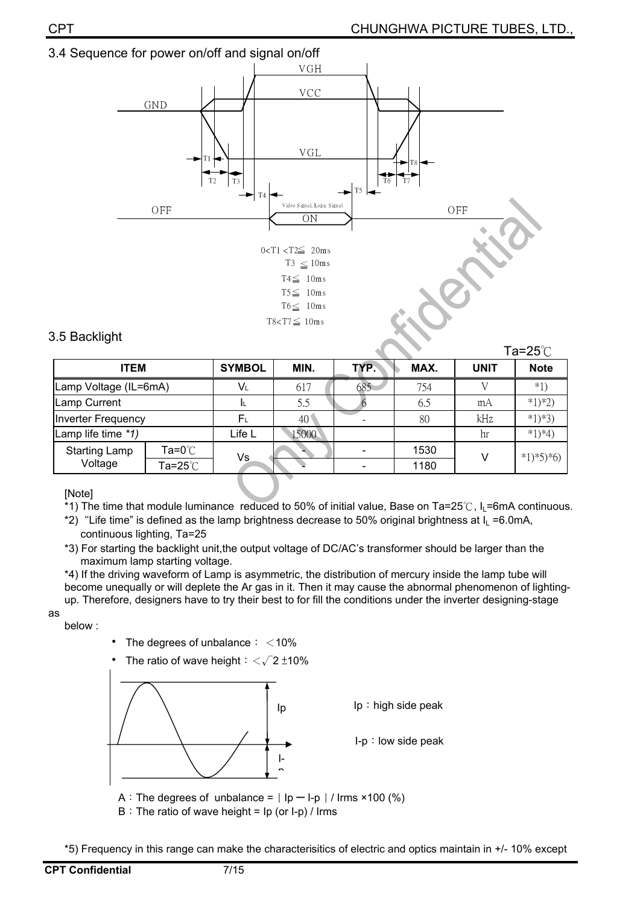## 3.4 Sequence for power on/off and signal on/off

VGH

VCC

GND

VGL

T1 T2 T3 T4 T5 T6 T7 T8

OFF Video Signal, Logic Signal ON OFF

0<T1 <T2≦ 20ms

T3 ≦ 10ms

T4≦ 10ms

T5≦ 10ms

T6≦ 10ms

T8<T7≦ 10ms

## 3.5 Backlight

Ta=25℃

| ITEM | | SYMBOL | MIN. | TYP. | MAX. | UNIT | Note |
|---|---|---|---|---|---|---|---|
| Lamp Voltage (IL=6mA) | | $V_L$ | 617 | 685 | 754 | V | *1) |
| Lamp Current | | $I_L$ | 5.5 | 6 | 6.5 | mA | *1)*2) |
| Inverter Frequency | | $F_L$ | 40 | - | 80 | kHz | *1)*3) |
| Lamp life time *1) | | Life L | 15000 | | | hr | *1)*4) |
| Starting Lamp Voltage | Ta=0℃ | Vs | - | - | 1530 | V | *1)*5)*6) |
| | Ta=25℃ | | - | - | 1180 | | |

[Note]

*1) The time that module luminance reduced to 50% of initial value, Base on Ta=25℃, $I_L$=6mA continuous.

*2) "Life time" is defined as the lamp brightness decrease to 50% original brightness at $I_L$ =6.0mA, continuous lighting, Ta=25

*3) For starting the backlight unit,the output voltage of DC/AC's transformer should be larger than the maximum lamp starting voltage.

*4) If the driving waveform of Lamp is asymmetric, the distribution of mercury inside the lamp tube will become unequally or will deplete the Ar gas in it. Then it may cause the abnormal phenomenon of lighting-up. Therefore, designers have to try their best to for fill the conditions under the inverter designing-stage as below :

- The degrees of unbalance： ＜10%
- The ratio of wave height：$<\sqrt{2}\pm10\%$

Ip Ip：high side peak

I-p I-p：low side peak

A：The degrees of unbalance = ∣Ip－I-p∣/ Irms ×100 (%)

B：The ratio of wave height = Ip (or I-p) / Irms

*5) Frequency in this range can make the characterisitics of electric and optics maintain in +/- 10% except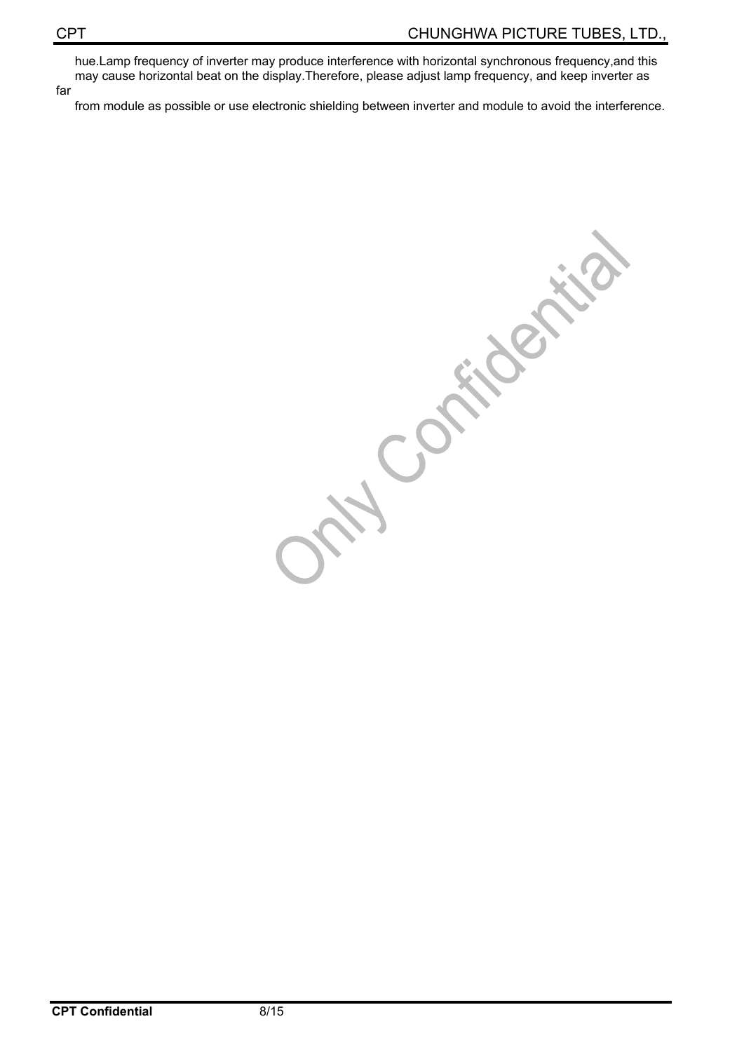hue.Lamp frequency of inverter may produce interference with horizontal synchronous frequency,and this may cause horizontal beat on the display.Therefore, please adjust lamp frequency, and keep inverter as far from module as possible or use electronic shielding between inverter and module to avoid the interference.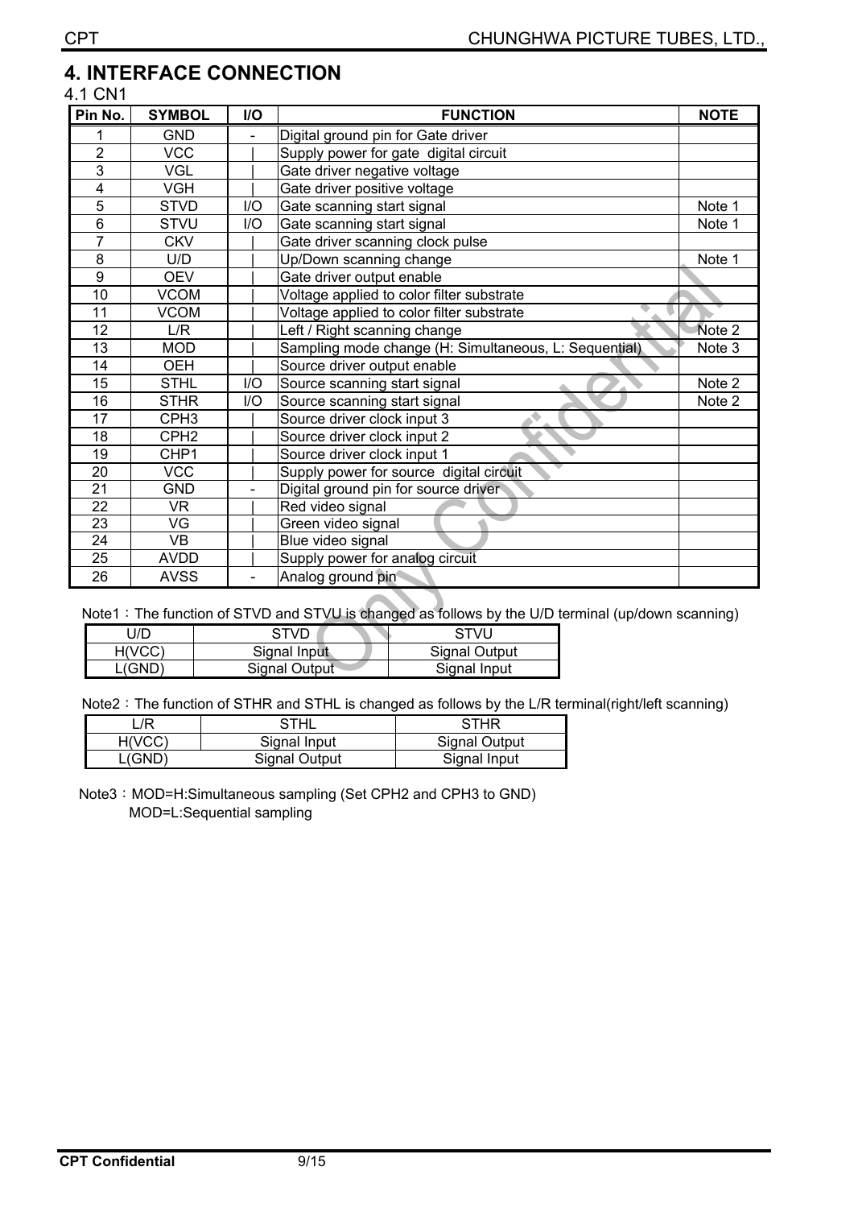# 4. INTERFACE CONNECTION

4.1 CN1

| Pin No. | SYMBOL | I/O | FUNCTION | NOTE |
|---|---|---|---|---|
| 1 | GND | - | Digital ground pin for Gate driver | |
| 2 | VCC | I | Supply power for gate digital circuit | |
| 3 | VGL | I | Gate driver negative voltage | |
| 4 | VGH | I | Gate driver positive voltage | |
| 5 | STVD | I/O | Gate scanning start signal | Note 1 |
| 6 | STVU | I/O | Gate scanning start signal | Note 1 |
| 7 | CKV | I | Gate driver scanning clock pulse | |
| 8 | U/D | I | Up/Down scanning change | Note 1 |
| 9 | OEV | I | Gate driver output enable | |
| 10 | VCOM | I | Voltage applied to color filter substrate | |
| 11 | VCOM | I | Voltage applied to color filter substrate | |
| 12 | L/R | I | Left / Right scanning change | Note 2 |
| 13 | MOD | I | Sampling mode change (H: Simultaneous, L: Sequential) | Note 3 |
| 14 | OEH | I | Source driver output enable | |
| 15 | STHL | I/O | Source scanning start signal | Note 2 |
| 16 | STHR | I/O | Source scanning start signal | Note 2 |
| 17 | CPH3 | I | Source driver clock input 3 | |
| 18 | CPH2 | I | Source driver clock input 2 | |
| 19 | CHP1 | I | Source driver clock input 1 | |
| 20 | VCC | I | Supply power for source digital circuit | |
| 21 | GND | - | Digital ground pin for source driver | |
| 22 | VR | I | Red video signal | |
| 23 | VG | I | Green video signal | |
| 24 | VB | I | Blue video signal | |
| 25 | AVDD | I | Supply power for analog circuit | |
| 26 | AVSS | - | Analog ground pin | |

Note1：The function of STVD and STVU is changed as follows by the U/D terminal (up/down scanning)

| U/D | STVD | STVU |
|---|---|---|
| H(VCC) | Signal Input | Signal Output |
| L(GND) | Signal Output | Signal Input |

Note2：The function of STHR and STHL is changed as follows by the L/R terminal(right/left scanning)

| L/R | STHL | STHR |
|---|---|---|
| H(VCC) | Signal Input | Signal Output |
| L(GND) | Signal Output | Signal Input |

Note3：MOD=H:Simultaneous sampling (Set CPH2 and CPH3 to GND)
MOD=L:Sequential sampling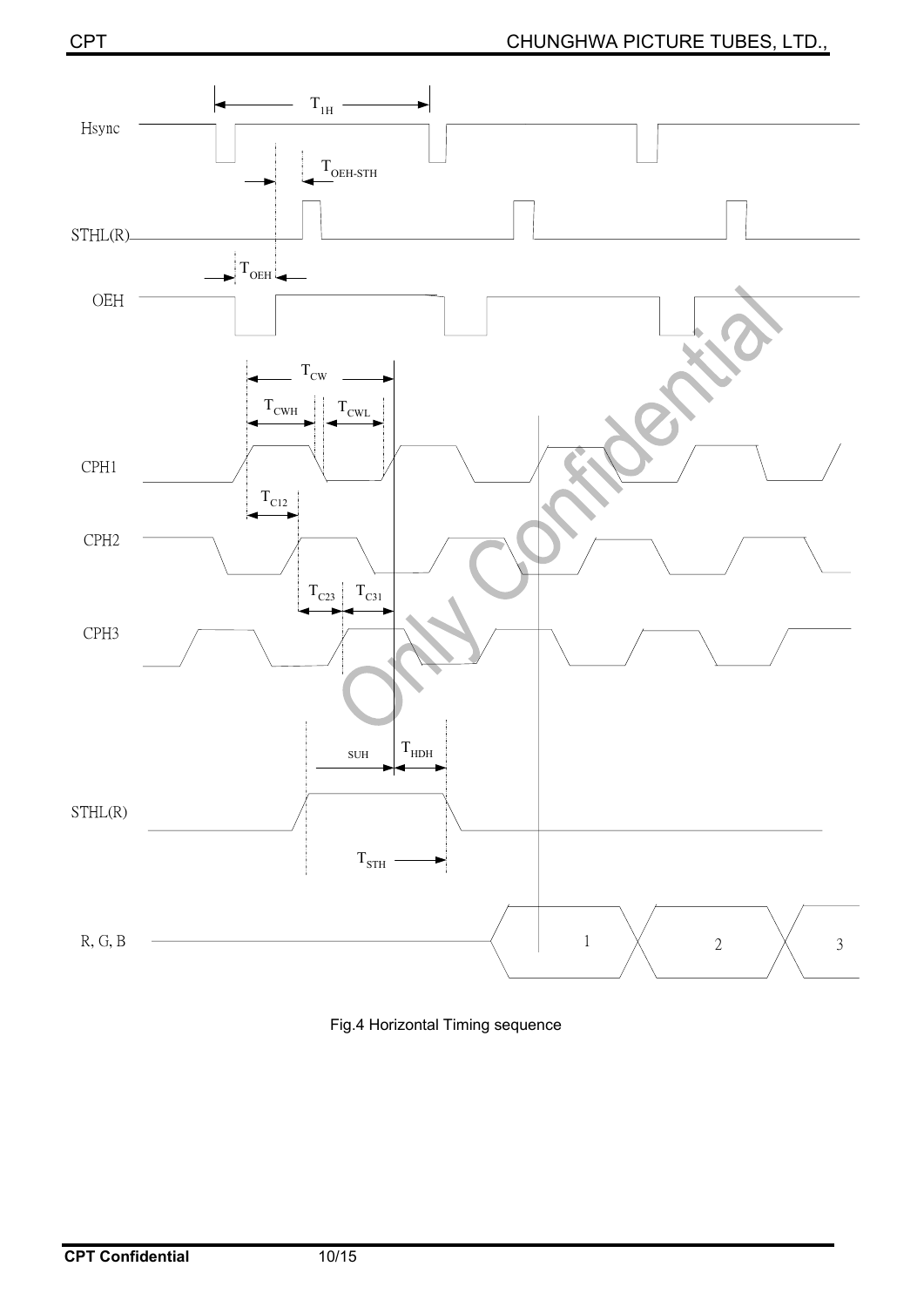Fig.4 Horizontal Timing sequence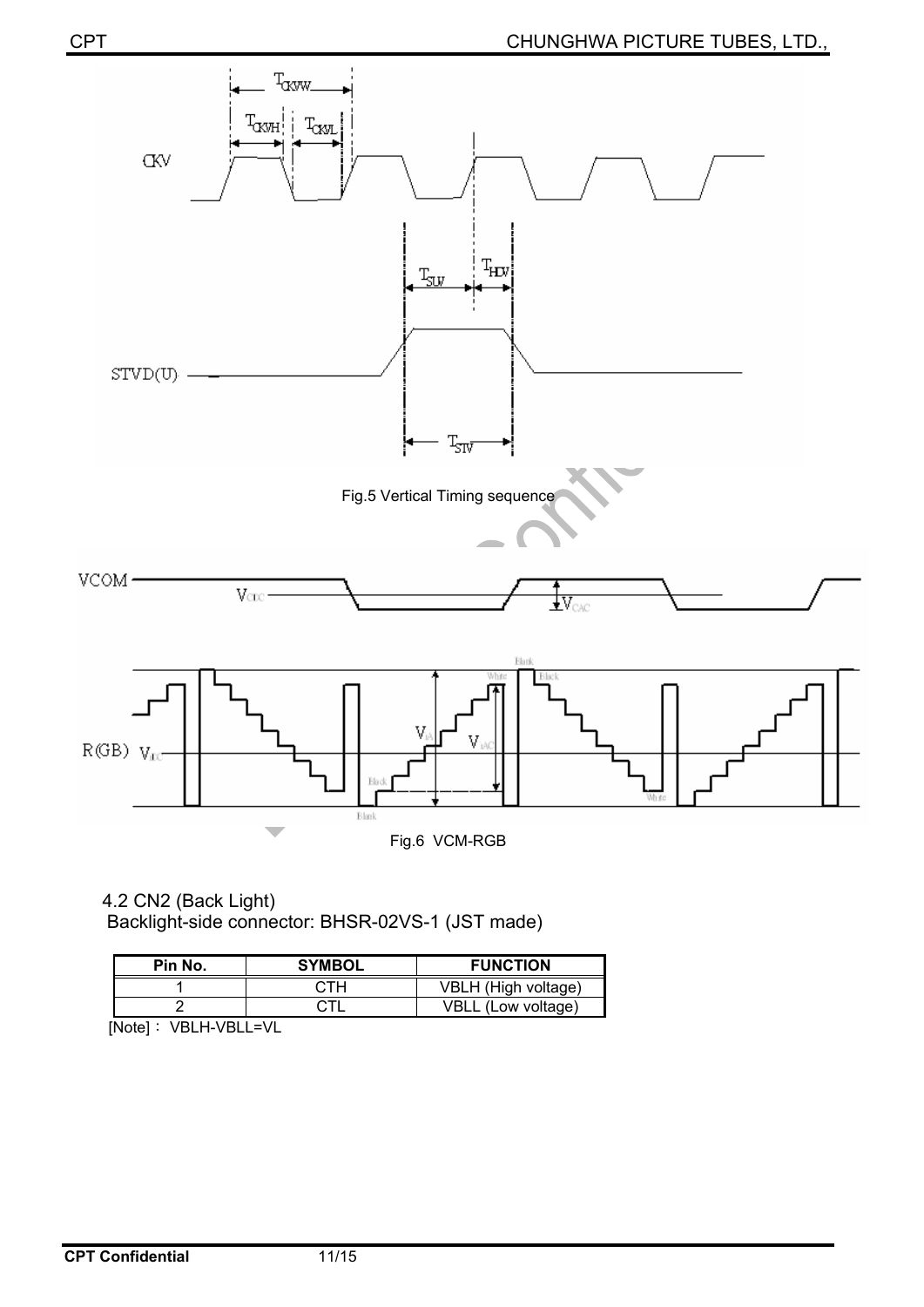Fig.5 Vertical Timing sequence

Fig.6 VCM-RGB

4.2 CN2 (Back Light)

Backlight-side connector: BHSR-02VS-1 (JST made)

| Pin No. | SYMBOL | FUNCTION |
|---|---|---|
| 1 | CTH | VBLH (High voltage) |
| 2 | CTL | VBLL (Low voltage) |

[Note]： VBLH-VBLL=VL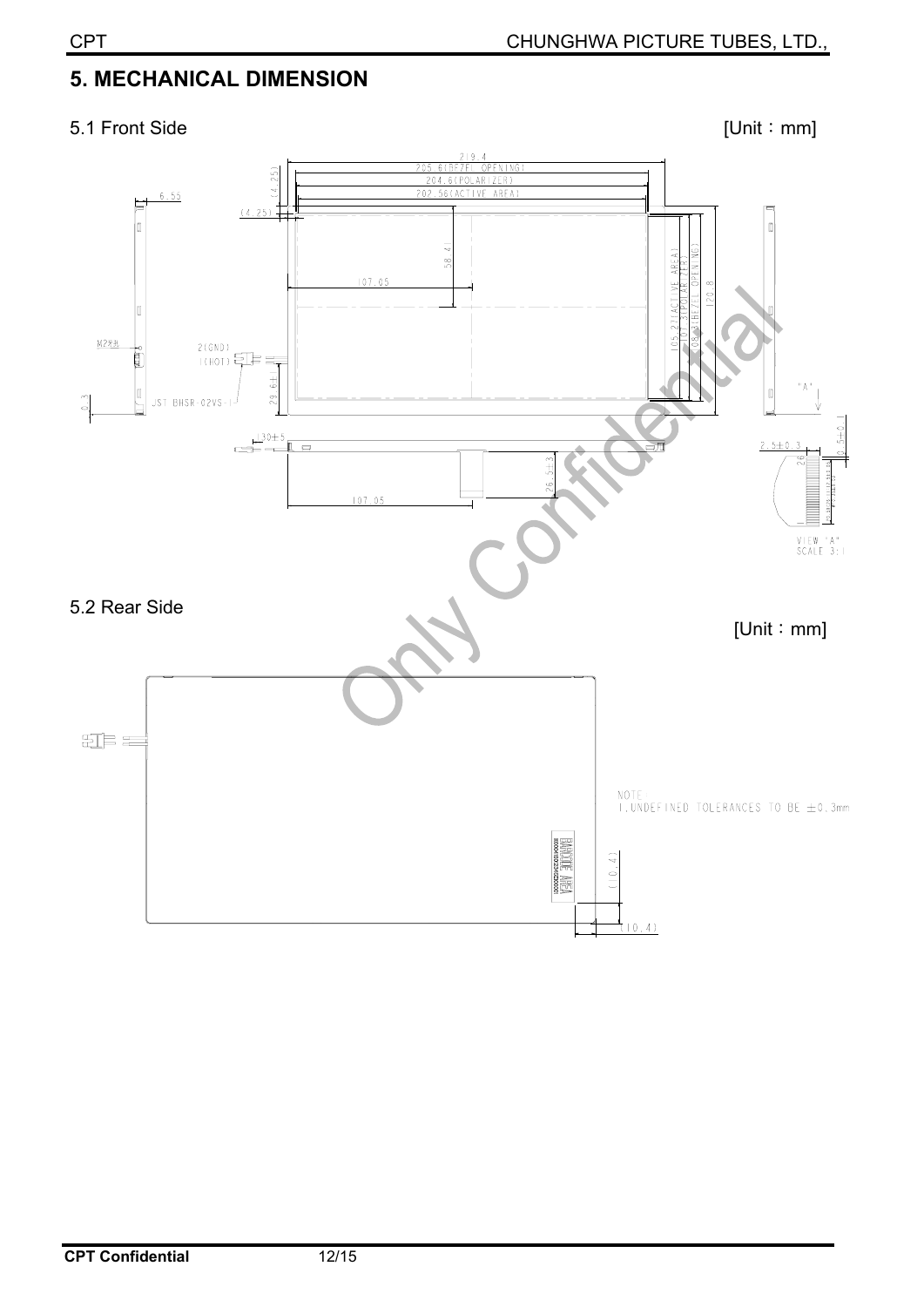# 5. MECHANICAL DIMENSION

5.1 Front Side

[Unit：mm]

5.2 Rear Side

[Unit：mm]

NOTE

1.UNDEFINED TOLERANCES TO BE ±0.3mm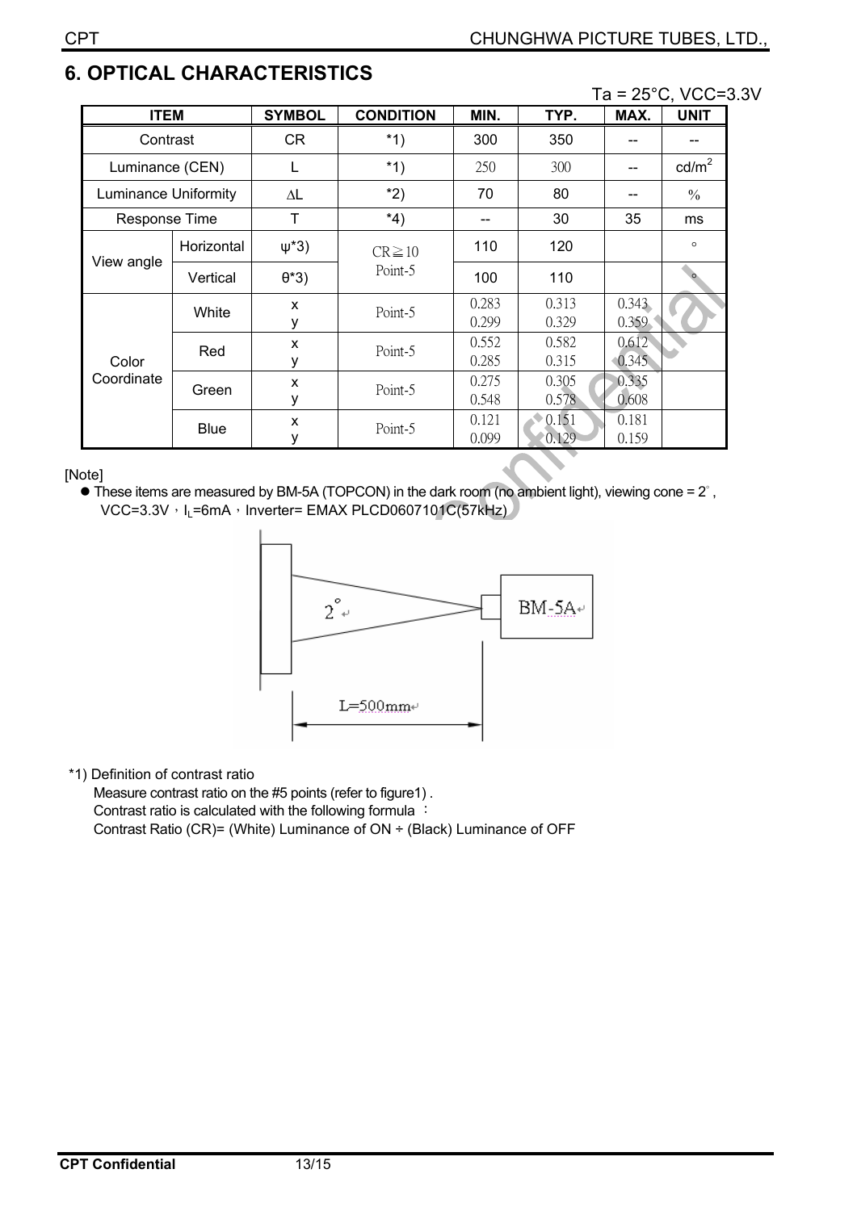# 6. OPTICAL CHARACTERISTICS

Ta = 25°C, VCC=3.3V

| ITEM | | SYMBOL | CONDITION | MIN. | TYP. | MAX. | UNIT |
|---|---|---|---|---|---|---|---|
| Contrast | | CR | *1) | 300 | 350 | -- | -- |
| Luminance (CEN) | | L | *1) | 250 | 300 | -- | cd/m$^2$ |
| Luminance Uniformity | | ∆L | *2) | 70 | 80 | -- | % |
| Response Time | | T | *4) | -- | 30 | 35 | ms |
| View angle | Horizontal | ψ*3) | CR≧10 Point-5 | 110 | 120 | | ° |
| | Vertical | θ*3) | | 100 | 110 | | ° |
| Color Coordinate | White | x | Point-5 | 0.283 | 0.313 | 0.343 | |
| | | y | | 0.299 | 0.329 | 0.359 | |
| | Red | x | Point-5 | 0.552 | 0.582 | 0.612 | |
| | | y | | 0.285 | 0.315 | 0.345 | |
| | Green | x | Point-5 | 0.275 | 0.305 | 0.335 | |
| | | y | | 0.548 | 0.578 | 0.608 | |
| | Blue | x | Point-5 | 0.121 | 0.151 | 0.181 | |
| | | y | | 0.099 | 0.129 | 0.159 | |

[Note]

- These items are measured by BM-5A (TOPCON) in the dark room (no ambient light), viewing cone = 2°, VCC=3.3V，$I_L$=6mA，Inverter= EMAX PLCD0607101C(57kHz)

2°

BM-5A

L=500mm

*1) Definition of contrast ratio

Measure contrast ratio on the #5 points (refer to figure1) .

Contrast ratio is calculated with the following formula ：

Contrast Ratio (CR)= (White) Luminance of ON ÷ (Black) Luminance of OFF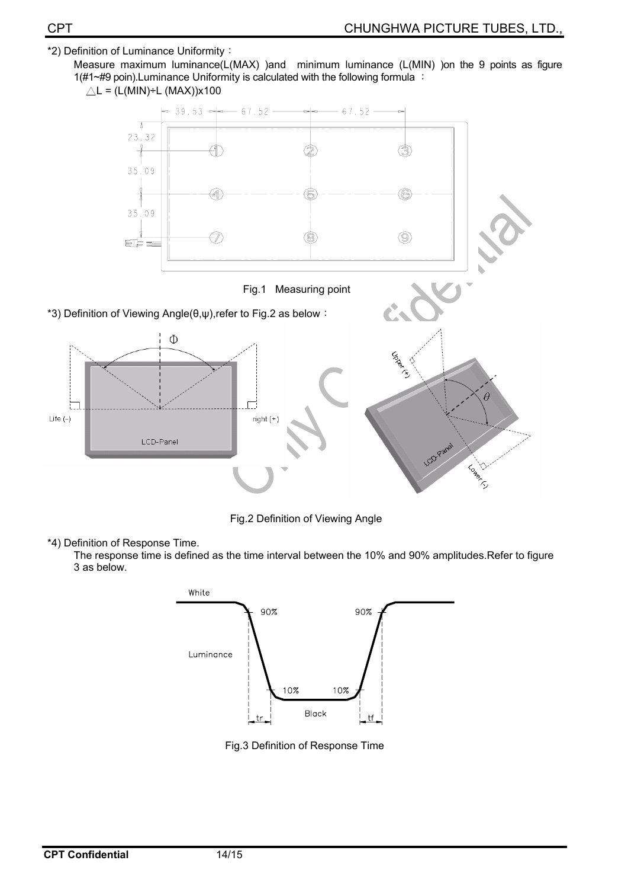*2) Definition of Luminance Uniformity：

Measure maximum luminance(L(MAX) )and minimum luminance (L(MIN) )on the 9 points as figure 1(#1~#9 poin).Luminance Uniformity is calculated with the following formula ：

$\triangle L = (L(MIN) \div L(MAX)) \times 100$

Fig.1 Measuring point

*3) Definition of Viewing Angle(θ,ψ),refer to Fig.2 as below：

Fig.2 Definition of Viewing Angle

*4) Definition of Response Time.

The response time is defined as the time interval between the 10% and 90% amplitudes.Refer to figure 3 as below.

Fig.3 Definition of Response Time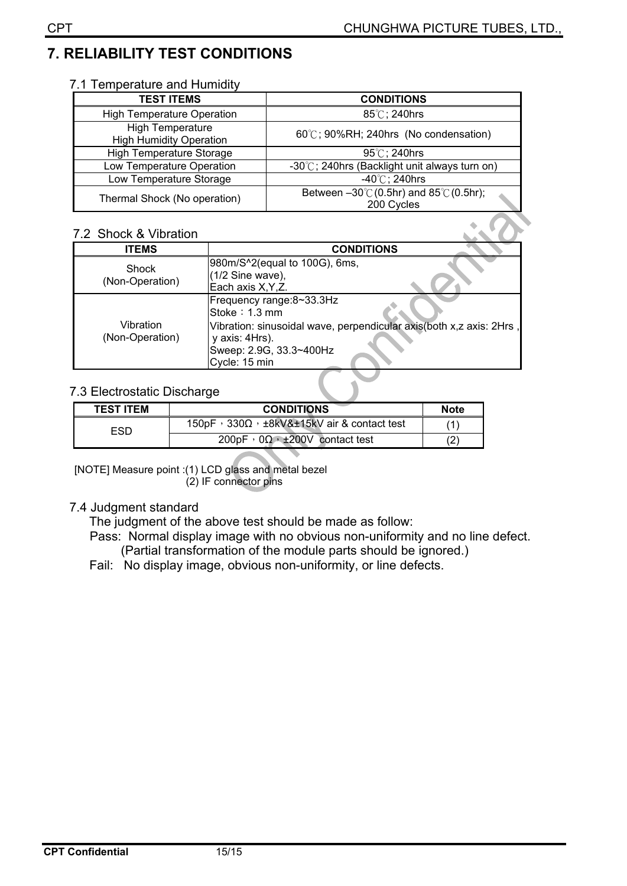# 7. RELIABILITY TEST CONDITIONS

## 7.1 Temperature and Humidity

| TEST ITEMS | CONDITIONS |
|---|---|
| High Temperature Operation | 85℃; 240hrs |
| High Temperature High Humidity Operation | 60℃; 90%RH; 240hrs (No condensation) |
| High Temperature Storage | 95℃; 240hrs |
| Low Temperature Operation | -30℃; 240hrs (Backlight unit always turn on) |
| Low Temperature Storage | -40℃; 240hrs |
| Thermal Shock (No operation) | Between –30℃(0.5hr) and 85℃(0.5hr); 200 Cycles |

## 7.2 Shock & Vibration

| ITEMS | CONDITIONS |
|---|---|
| Shock (Non-Operation) | 980m/S^2(equal to 100G), 6ms, (1/2 Sine wave), Each axis X,Y,Z. |
| Vibration (Non-Operation) | Frequency range:8~33.3Hz<br>Stoke：1.3 mm<br>Vibration: sinusoidal wave, perpendicular axis(both x,z axis: 2Hrs , y axis: 4Hrs).<br>Sweep: 2.9G, 33.3~400Hz<br>Cycle: 15 min |

## 7.3 Electrostatic Discharge

| TEST ITEM | CONDITIONS | Note |
|---|---|---|
| ESD | 150pF，330Ω，±8kV&±15kV air & contact test | (1) |
| | 200pF，0Ω，±200V contact test | (2) |

[NOTE] Measure point :(1) LCD glass and metal bezel
(2) IF connector pins

## 7.4 Judgment standard

The judgment of the above test should be made as follow:

Pass: Normal display image with no obvious non-uniformity and no line defect.
(Partial transformation of the module parts should be ignored.)

Fail: No display image, obvious non-uniformity, or line defects.